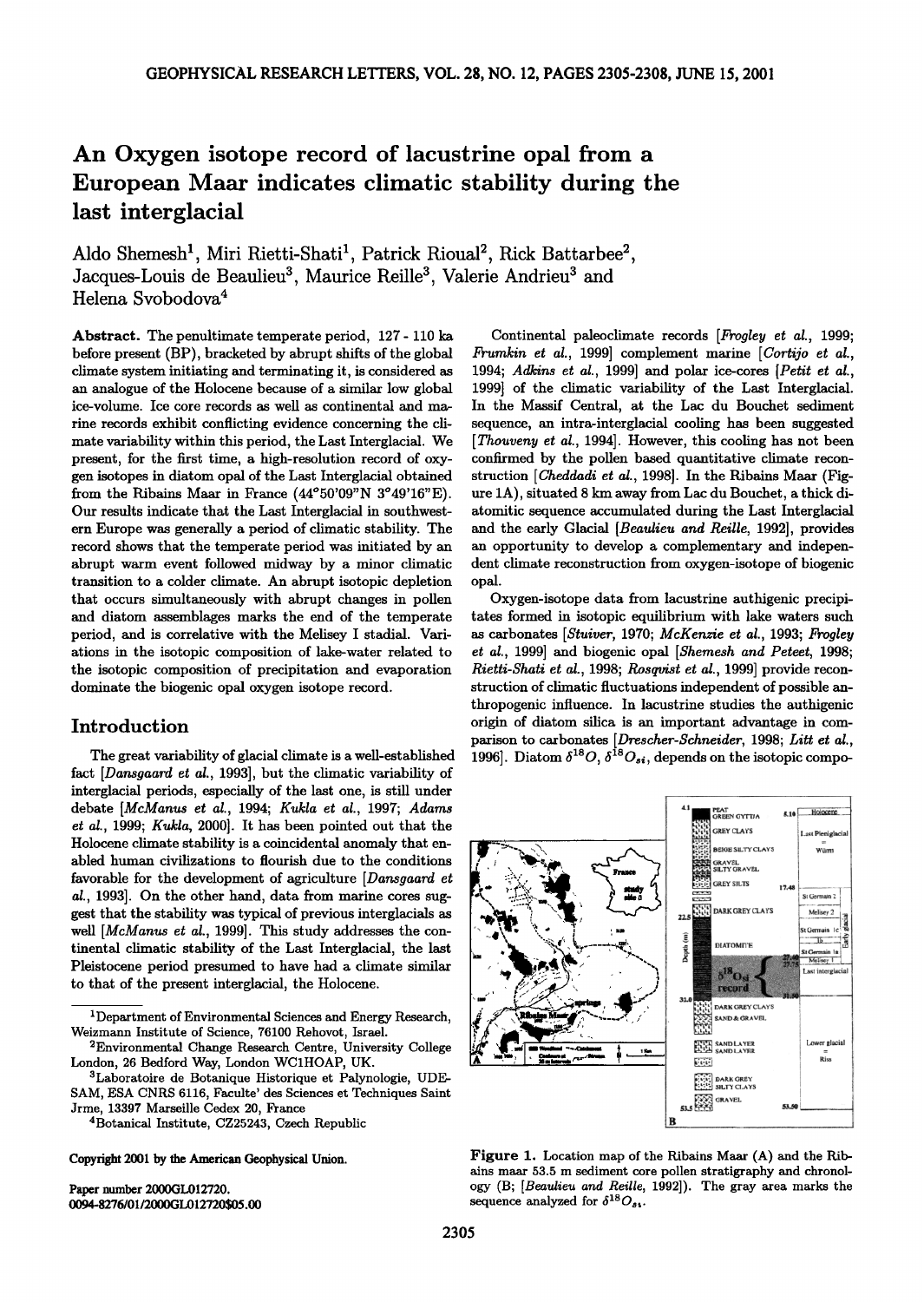# An Oxygen isotope record of lacustrine opal from a European Maar indicates climatic stability during the last interglacial

Aldo Shemesh[1], Miri Rietti-Shati[1], Patrick Rioual[2], Rick Battarbee[2], Jacques-Louis de Beaulieu[3], Maurice Reille[3], Valerie Andrieu[3] and Helena Svobodova[4]

**Abstract.** The penultimate temperate period, 127 - 110 ka before present (BP), bracketed by abrupt shifts of the global climate system initiating and terminating it, is considered as an analogue of the Holocene because of a similar low global ice-volume. Ice core records as well as continental and marine records exhibit conflicting evidence concerning the climate variability within this period, the Last Interglacial. We present, for the first time, a high-resolution record of oxygen isotopes in diatom opal of the Last Interglacial obtained from the Ribains Maar in France (44°50'09"N 3°49'16"E). Our results indicate that the Last Interglacial in southwestern Europe was generally a period of climatic stability. The record shows that the temperate period was initiated by an abrupt warm event followed midway by a minor climatic transition to a colder climate. An abrupt isotopic depletion that occurs simultaneously with abrupt changes in pollen and diatom assemblages marks the end of the temperate period, and is correlative with the Melisey I stadial. Variations in the isotopic composition of lake-water related to the isotopic composition of precipitation and evaporation dominate the biogenic opal oxygen isotope record.

## Introduction

The great variability of glacial climate is a well-established fact [*Dansgaard et al.*, 1993], but the climatic variability of interglacial periods, especially of the last one, is still under debate [*McManus et al.*, 1994; *Kukla et al.*, 1997; *Adams et al.*, 1999; *Kukla*, 2000]. It has been pointed out that the Holocene climate stability is a coincidental anomaly that enabled human civilizations to flourish due to the conditions favorable for the development of agriculture [*Dansgaard et al.*, 1993]. On the other hand, data from marine cores suggest that the stability was typical of previous interglacials as well [*McManus et al.*, 1999]. This study addresses the continental climatic stability of the Last Interglacial, the last Pleistocene period presumed to have had a climate similar to that of the present interglacial, the Holocene.

Continental paleoclimate records [*Frogley et al.*, 1999; *Frumkin et al.*, 1999] complement marine [*Cortijo et al.*, 1994; *Adkins et al.*, 1999] and polar ice-cores [*Petit et al.*, 1999] of the climatic variability of the Last Interglacial. In the Massif Central, at the Lac du Bouchet sediment sequence, an intra-interglacial cooling has been suggested [*Thouveny et al.*, 1994]. However, this cooling has not been confirmed by the pollen based quantitative climate reconstruction [*Cheddadi et al.*, 1998]. In the Ribains Maar (Figure 1A), situated 8 km away from Lac du Bouchet, a thick diatomitic sequence accumulated during the Last Interglacial and the early Glacial [*Beaulieu and Reille*, 1992], provides an opportunity to develop a complementary and independent climate reconstruction from oxygen-isotope of biogenic opal.

Oxygen-isotope data from lacustrine authigenic precipitates formed in isotopic equilibrium with lake waters such as carbonates [*Stuiver*, 1970; *McKenzie et al.*, 1993; *Frogley et al.*, 1999] and biogenic opal [*Shemesh and Peteet*, 1998; *Rietti-Shati et al.*, 1998; *Rosqvist et al.*, 1999] provide reconstruction of climatic fluctuations independent of possible anthropogenic influence. In lacustrine studies the authigenic origin of diatom silica is an important advantage in comparison to carbonates [*Drescher-Schneider*, 1998; *Litt et al.*, 1996]. Diatom $\delta^{18}O$, $\delta^{18}O_{si}$, depends on the isotopic compo-

**Figure 1.** Location map of the Ribains Maar (A) and the Ribains maar 53.5 m sediment core pollen stratigraphy and chronology (B; [*Beaulieu and Reille*, 1992]). The gray area marks the sequence analyzed for $\delta^{18}O_{si}$.

[1]Department of Environmental Sciences and Energy Research, Weizmann Institute of Science, 76100 Rehovot, Israel.

[2]Environmental Change Research Centre, University College London, 26 Bedford Way, London WC1HOAP, UK.

[3]Laboratoire de Botanique Historique et Palynologie, UDESAM, ESA CNRS 6116, Faculte' des Sciences et Techniques Saint Jrme, 13397 Marseille Cedex 20, France

[4]Botanical Institute, CZ25243, Czech Republic

Copyright 2001 by the American Geophysical Union.

Paper number 2000GL012720.
0094-8276/01/2000GL012720$05.00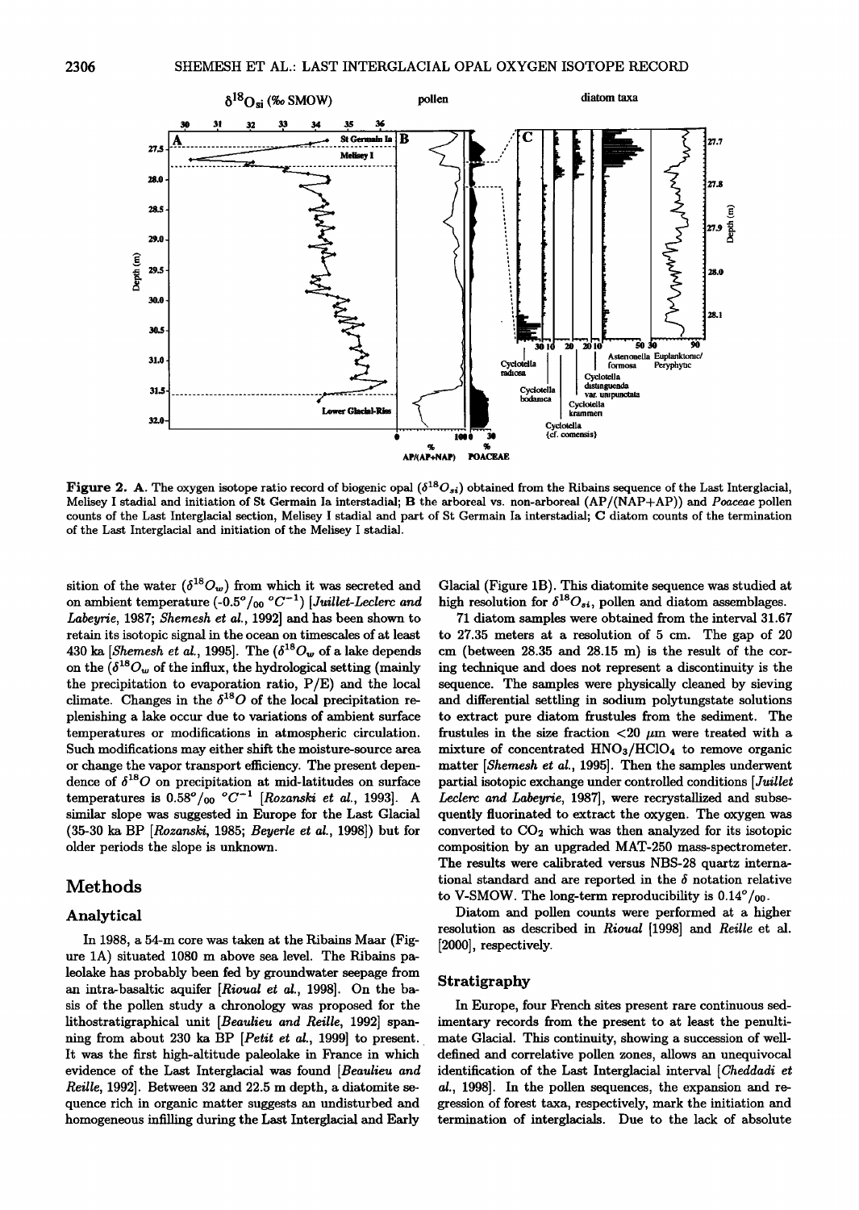**Figure 2. A.** The oxygen isotope ratio record of biogenic opal ($\delta^{18}O_{si}$) obtained from the Ribains sequence of the Last Interglacial, Melisey I stadial and initiation of St Germain Ia interstadial; **B** the arboreal vs. non-arboreal (AP/(NAP+AP)) and *Poaceae* pollen counts of the Last Interglacial section, Melisey I stadial and part of St Germain Ia interstadial; **C** diatom counts of the termination of the Last Interglacial and initiation of the Melisey I stadial.

sition of the water ($\delta^{18}O_w$) from which it was secreted and on ambient temperature (-0.5‰ $°C^{-1}$) [*Juillet-Leclerc and Labeyrie*, 1987; *Shemesh et al.*, 1992] and has been shown to retain its isotopic signal in the ocean on timescales of at least 430 ka [*Shemesh et al.*, 1995]. The ($\delta^{18}O_w$ of a lake depends on the ($\delta^{18}O_w$ of the influx, the hydrological setting (mainly the precipitation to evaporation ratio, P/E) and the local climate. Changes in the $\delta^{18}O$ of the local precipitation replenishing a lake occur due to variations of ambient surface temperatures or modifications in atmospheric circulation. Such modifications may either shift the moisture-source area or change the vapor transport efficiency. The present dependence of $\delta^{18}O$ on precipitation at mid-latitudes on surface temperatures is 0.58‰ $°C^{-1}$ [*Rozanski et al.*, 1993]. A similar slope was suggested in Europe for the Last Glacial (35-30 ka BP [*Rozanski*, 1985; *Beyerle et al.*, 1998]) but for older periods the slope is unknown.

## Methods

### Analytical

In 1988, a 54-m core was taken at the Ribains Maar (Figure 1A) situated 1080 m above sea level. The Ribains paleolake has probably been fed by groundwater seepage from an intra-basaltic aquifer [*Rioual et al.*, 1998]. On the basis of the pollen study a chronology was proposed for the lithostratigraphical unit [*Beaulieu and Reille*, 1992] spanning from about 230 ka BP [*Petit et al.*, 1999] to present. It was the first high-altitude paleolake in France in which evidence of the Last Interglacial was found [*Beaulieu and Reille*, 1992]. Between 32 and 22.5 m depth, a diatomite sequence rich in organic matter suggests an undisturbed and homogeneous infilling during the Last Interglacial and Early Glacial (Figure 1B). This diatomite sequence was studied at high resolution for $\delta^{18}O_{si}$, pollen and diatom assemblages.

71 diatom samples were obtained from the interval 31.67 to 27.35 meters at a resolution of 5 cm. The gap of 20 cm (between 28.35 and 28.15 m) is the result of the coring technique and does not represent a discontinuity is the sequence. The samples were physically cleaned by sieving and differential settling in sodium polytungstate solutions to extract pure diatom frustules from the sediment. The frustules in the size fraction <20 μm were treated with a mixture of concentrated $HNO_3/HClO_4$ to remove organic matter [*Shemesh et al.*, 1995]. Then the samples underwent partial isotopic exchange under controlled conditions [*Juillet Leclerc and Labeyrie*, 1987], were recrystallized and subsequently fluorinated to extract the oxygen. The oxygen was converted to $CO_2$ which was then analyzed for its isotopic composition by an upgraded MAT-250 mass-spectrometer. The results were calibrated versus NBS-28 quartz international standard and are reported in the $\delta$ notation relative to V-SMOW. The long-term reproducibility is 0.14‰.

Diatom and pollen counts were performed at a higher resolution as described in *Rioual* [1998] and *Reille* et al. [2000], respectively.

### Stratigraphy

In Europe, four French sites present rare continuous sedimentary records from the present to at least the penultimate Glacial. This continuity, showing a succession of well-defined and correlative pollen zones, allows an unequivocal identification of the Last Interglacial interval [*Cheddadi et al.*, 1998]. In the pollen sequences, the expansion and regression of forest taxa, respectively, mark the initiation and termination of interglacials. Due to the lack of absolute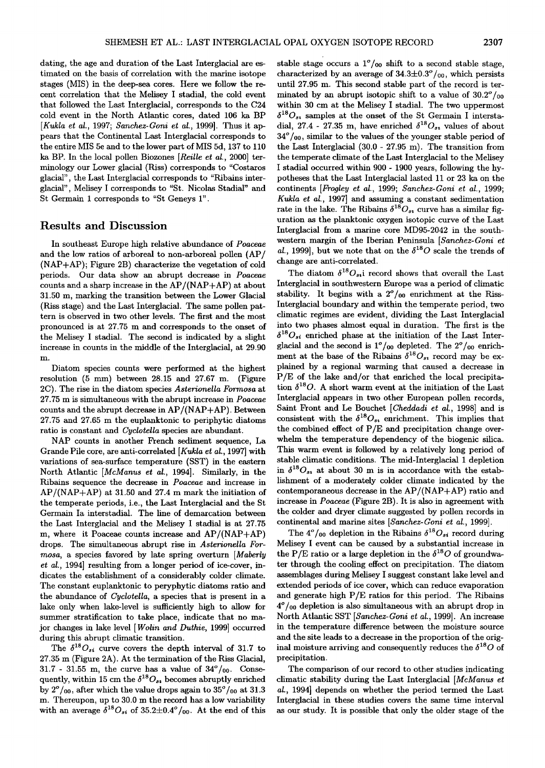dating, the age and duration of the Last Interglacial are estimated on the basis of correlation with the marine isotope stages (MIS) in the deep-sea cores. Here we follow the recent correlation that the Melisey I stadial, the cold event that followed the Last Interglacial, corresponds to the C24 cold event in the North Atlantic cores, dated 106 ka BP [*Kukla et al.*, 1997; *Sanchez-Goni et al.*, 1999]. Thus it appears that the Continental Last Interglacial corresponds to the entire MIS 5e and to the lower part of MIS 5d, 137 to 110 ka BP. In the local pollen Biozones [*Reille et al.*, 2000] terminology our Lower glacial (Riss) corresponds to "Costaros glacial", the Last Interglacial corresponds to "Ribains interglacial", Melisey I corresponds to "St. Nicolas Stadial" and St Germain 1 corresponds to "St Geneys 1".

## Results and Discussion

In southeast Europe high relative abundance of *Poaceae* and the low ratios of arboreal to non-arboreal pollen (AP/(NAP+AP); Figure 2B) characterize the vegetation of cold periods. Our data show an abrupt decrease in *Poaceae* counts and a sharp increase in the AP/(NAP+AP) at about 31.50 m, marking the transition between the Lower Glacial (Riss stage) and the Last Interglacial. The same pollen pattern is observed in two other levels. The first and the most pronounced is at 27.75 m and corresponds to the onset of the Melisey I stadial. The second is indicated by a slight increase in counts in the middle of the Interglacial, at 29.90 m.

Diatom species counts were performed at the highest resolution (5 mm) between 28.15 and 27.67 m. (Figure 2C). The rise in the diatom species *Asterionella Formosa* at 27.75 m is simultaneous with the abrupt increase in *Poaceae* counts and the abrupt decrease in AP/(NAP+AP). Between 27.75 and 27.65 m the euplanktonic to periphytic diatoms ratio is constant and *Cyclotella* species are abundant.

NAP counts in another French sediment sequence, La Grande Pile core, are anti-correlated [*Kukla et al.*, 1997] with variations of sea-surface temperature (SST) in the eastern North Atlantic [*McManus et al.*, 1994]. Similarly, in the Ribains sequence the decrease in *Poaceae* and increase in AP/(NAP+AP) at 31.50 and 27.4 m mark the initiation of the temperate periods, i.e., the Last Interglacial and the St Germain Ia interstadial. The line of demarcation between the Last Interglacial and the Melisey I stadial is at 27.75 m, where it Poaceae counts increase and AP/(NAP+AP) drops. The simultaneous abrupt rise in *Asterionella Formosa*, a species favored by late spring overturn [*Maberly et al.*, 1994] resulting from a longer period of ice-cover, indicates the establishment of a considerably colder climate. The constant euplanktonic to peryphytic diatoms ratio and the abundance of *Cyclotella*, a species that is present in a lake only when lake-level is sufficiently high to allow for summer stratification to take place, indicate that no major changes in lake level [*Wolin and Duthie*, 1999] occurred during this abrupt climatic transition.

The $\delta^{18}O_{si}$ curve covers the depth interval of 31.7 to 27.35 m (Figure 2A). At the termination of the Riss Glacial, 31.7 - 31.55 m, the curve has a value of 34°/₀₀. Consequently, within 15 cm the $\delta^{18}O_{si}$ becomes abruptly enriched by 2°/₀₀, after which the value drops again to 35°/₀₀ at 31.3 m. Thereupon, up to 30.0 m the record has a low variability with an average $\delta^{18}O_{si}$ of 35.2±0.4°/₀₀. At the end of this stable stage occurs a 1°/₀₀ shift to a second stable stage, characterized by an average of 34.3±0.3°/₀₀, which persists until 27.95 m. This second stable part of the record is terminated by an abrupt isotopic shift to a value of 30.2°/₀₀ within 30 cm at the Melisey I stadial. The two uppermost $\delta^{18}O_{si}$ samples at the onset of the St Germain I interstadial, 27.4 - 27.35 m, have enriched $\delta^{18}O_{si}$ values of about 34°/₀₀, similar to the values of the younger stable period of the Last Interglacial (30.0 - 27.95 m). The transition from the temperate climate of the Last Interglacial to the Melisey I stadial occurred within 900 - 1900 years, following the hypotheses that the Last Interglacial lasted 11 or 23 ka on the continents [*Frogley et al.*, 1999; *Sanchez-Goni et al.*, 1999; *Kukla et al.*, 1997] and assuming a constant sedimentation rate in the lake. The Ribains $\delta^{18}O_{si}$ curve has a similar figuration as the planktonic oxygen isotopic curve of the Last Interglacial from a marine core MD95-2042 in the southwestern margin of the Iberian Peninsula [*Sanchez-Goni et al.*, 1999], but we note that on the $\delta^{18}O$ scale the trends of change are anti-correlated.

The diatom $\delta^{18}O_{si}$i record shows that overall the Last Interglacial in southwestern Europe was a period of climatic stability. It begins with a 2°/₀₀ enrichment at the Riss-Interglacial boundary and within the temperate period, two climatic regimes are evident, dividing the Last Interglacial into two phases almost equal in duration. The first is the $\delta^{18}O_{si}$ enriched phase at the initiation of the Last Interglacial and the second is 1°/₀₀ depleted. The 2°/₀₀ enrichment at the base of the Ribains $\delta^{18}O_{si}$ record may be explained by a regional warming that caused a decrease in P/E of the lake and/or that enriched the local precipitation $\delta^{18}O$. A short warm event at the initiation of the Last Interglacial appears in two other European pollen records, Saint Front and Le Bouchet [*Cheddadi et al.*, 1998] and is consistent with the $\delta^{18}O_{si}$ enrichment. This implies that the combined effect of P/E and precipitation change overwhelm the temperature dependency of the biogenic silica. This warm event is followed by a relatively long period of stable climatic conditions. The mid-Interglacial 1 depletion in $\delta^{18}O_{si}$ at about 30 m is in accordance with the establishment of a moderately colder climate indicated by the contemporaneous decrease in the AP/(NAP+AP) ratio and increase in *Poaceae* (Figure 2B). It is also in agreement with the colder and dryer climate suggested by pollen records in continental and marine sites [*Sanchez-Goni et al.*, 1999].

The 4°/₀₀ depletion in the Ribains $\delta^{18}O_{si}$ record during Melisey I event can be caused by a substantial increase in the P/E ratio or a large depletion in the $\delta^{18}O$ of groundwater through the cooling effect on precipitation. The diatom assemblages during Melisey I suggest constant lake level and extended periods of ice cover, which can reduce evaporation and generate high P/E ratios for this period. The Ribains 4°/₀₀ depletion is also simultaneous with an abrupt drop in North Atlantic SST [*Sanchez-Goni et al.*, 1999]. An increase in the temperature difference between the moisture source and the site leads to a decrease in the proportion of the original moisture arriving and consequently reduces the $\delta^{18}O$ of precipitation.

The comparison of our record to other studies indicating climatic stability during the Last Interglacial [*McManus et al.*, 1994] depends on whether the period termed the Last Interglacial in these studies covers the same time interval as our study. It is possible that only the older stage of the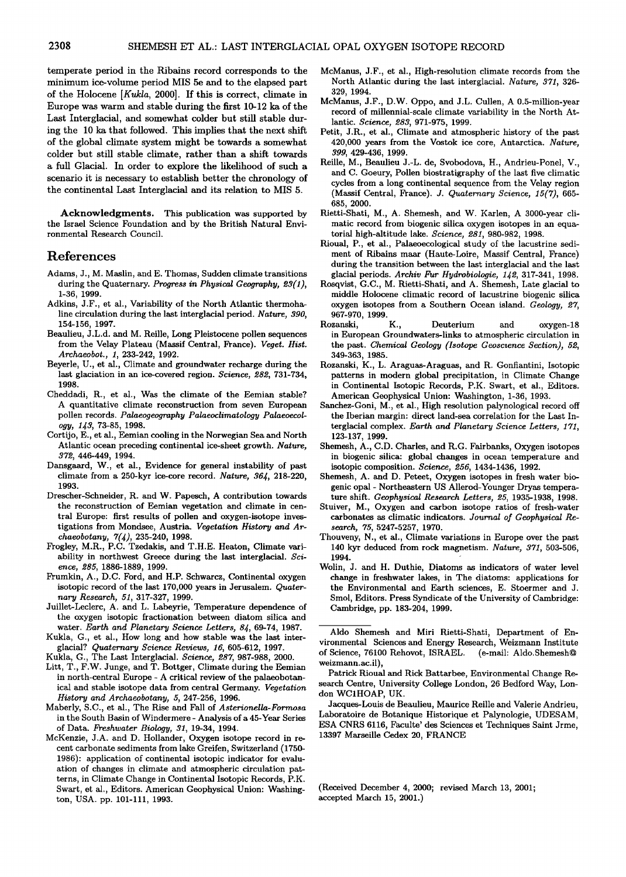temperate period in the Ribains record corresponds to the minimum ice-volume period MIS 5e and to the elapsed part of the Holocene [*Kukla*, 2000]. If this is correct, climate in Europe was warm and stable during the first 10-12 ka of the Last Interglacial, and somewhat colder but still stable during the 10 ka that followed. This implies that the next shift of the global climate system might be towards a somewhat colder but still stable climate, rather than a shift towards a full Glacial. In order to explore the likelihood of such a scenario it is necessary to establish better the chronology of the continental Last Interglacial and its relation to MIS 5.

**Acknowledgments.** This publication was supported by the Israel Science Foundation and by the British Natural Environmental Research Council.

## References

Adams, J., M. Maslin, and E. Thomas, Sudden climate transitions during the Quaternary. *Progress in Physical Geography, 23(1)*, 1-36, 1999.

Adkins, J.F., et al., Variability of the North Atlantic thermohaline circulation during the last interglacial period. *Nature, 390*, 154-156, 1997.

Beaulieu, J.L.d. and M. Reille, Long Pleistocene pollen sequences from the Velay Plateau (Massif Central, France). *Veget. Hist. Archaeobot., 1*, 233-242, 1992.

Beyerle, U., et al., Climate and groundwater recharge during the last glaciation in an ice-covered region. *Science, 282*, 731-734, 1998.

Cheddadi, R., et al., Was the climate of the Eemian stable? A quantitative climate reconstruction from seven European pollen records. *Palaeogeography Palaeoclimatology Palaeoecology, 143*, 73-85, 1998.

Cortijo, E., et al., Eemian cooling in the Norwegian Sea and North Atlantic ocean preceding continental ice-sheet growth. *Nature, 372*, 446-449, 1994.

Dansgaard, W., et al., Evidence for general instability of past climate from a 250-kyr ice-core record. *Nature, 364*, 218-220, 1993.

Drescher-Schneider, R. and W. Papesch, A contribution towards the reconstruction of Eemian vegetation and climate in central Europe: first results of pollen and oxygen-isotope investigations from Mondsee, Austria. *Vegetation History and Archaeobotany, 7(4)*, 235-240, 1998.

Frogley, M.R., P.C. Tzedakis, and T.H.E. Heaton, Climate variability in northwest Greece during the last interglacial. *Science, 285*, 1886-1889, 1999.

Frumkin, A., D.C. Ford, and H.P. Schwarcz, Continental oxygen isotopic record of the last 170,000 years in Jerusalem. *Quaternary Research, 51*, 317-327, 1999.

Juillet-Leclerc, A. and L. Labeyrie, Temperature dependence of the oxygen isotopic fractionation between diatom silica and water. *Earth and Planetary Science Letters, 84*, 69-74, 1987.

Kukla, G., et al., How long and how stable was the last interglacial? *Quaternary Science Reviews, 16*, 605-612, 1997.

Kukla, G., The Last Interglacial. *Science, 287*, 987-988, 2000.

Litt, T., F.W. Junge, and T. Bottger, Climate during the Eemian in north-central Europe - A critical review of the palaeobotanical and stable isotope data from central Germany. *Vegetation History and Archaeobotany, 5*, 247-256, 1996.

Maberly, S.C., et al., The Rise and Fall of *Asterionella-Formosa* in the South Basin of Windermere - Analysis of a 45-Year Series of Data. *Freshwater Biology, 31*, 19-34, 1994.

McKenzie, J.A. and D. Hollander, Oxygen isotope record in recent carbonate sediments from lake Greifen, Switzerland (1750-1986): application of continental isotopic indicator for evaluation of changes in climate and atmospheric circulation patterns, in Climate Change in Continental Isotopic Records, P.K. Swart, et al., Editors. American Geophysical Union: Washington, USA. pp. 101-111, 1993.

McManus, J.F., et al., High-resolution climate records from the North Atlantic during the last interglacial. *Nature, 371*, 326-329, 1994.

McManus, J.F., D.W. Oppo, and J.L. Cullen, A 0.5-million-year record of millennial-scale climate variability in the North Atlantic. *Science, 283*, 971-975, 1999.

Petit, J.R., et al., Climate and atmospheric history of the past 420,000 years from the Vostok ice core, Antarctica. *Nature, 399*, 429-436, 1999.

Reille, M., Beaulieu J.-L. de, Svobodova, H., Andrieu-Ponel, V., and C. Goeury, Pollen biostratigraphy of the last five climatic cycles from a long continental sequence from the Velay region (Massif Central, France). *J. Quaternary Science, 15(7)*, 665-685, 2000.

Rietti-Shati, M., A. Shemesh, and W. Karlen, A 3000-year climatic record from biogenic silica oxygen isotopes in an equatorial high-altitude lake. *Science, 281*, 980-982, 1998.

Rioual, P., et al., Palaeoecological study of the lacustrine sediment of Ribains maar (Haute-Loire, Massif Central, France) during the transition between the last interglacial and the last glacial periods. *Archiv Fur Hydrobiologie, 142*, 317-341, 1998.

Rosqvist, G.C., M. Rietti-Shati, and A. Shemesh, Late glacial to middle Holocene climatic record of lacustrine biogenic silica oxygen isotopes from a Southern Ocean island. *Geology, 27*, 967-970, 1999.

Rozanski, K., Deuterium and oxygen-18 in European Groundwaters-links to atmospheric circulation in the past. *Chemical Geology (Isotope Geoscience Section), 52*, 349-363, 1985.

Rozanski, K., L. Araguas-Araguas, and R. Gonfiantini, Isotopic patterns in modern global precipitation, in Climate Change in Continental Isotopic Records, P.K. Swart, et al., Editors. American Geophysical Union: Washington, 1-36, 1993.

Sanchez-Goni, M., et al., High resolution palynological record off the Iberian margin: direct land-sea correlation for the Last Interglacial complex. *Earth and Planetary Science Letters, 171*, 123-137, 1999.

Shemesh, A., C.D. Charles, and R.G. Fairbanks, Oxygen isotopes in biogenic silica: global changes in ocean temperature and isotopic composition. *Science, 256*, 1434-1436, 1992.

Shemesh, A. and D. Peteet, Oxygen isotopes in fresh water biogenic opal - Northeastern US Allerod-Younger Dryas temperature shift. *Geophysical Research Letters, 25*, 1935-1938, 1998.

Stuiver, M., Oxygen and carbon isotope ratios of fresh-water carbonates as climatic indicators. *Journal of Geophysical Research, 75*, 5247-5257, 1970.

Thouveny, N., et al., Climate variations in Europe over the past 140 kyr deduced from rock magnetism. *Nature, 371*, 503-506, 1994.

Wolin, J. and H. Duthie, Diatoms as indicators of water level change in freshwater lakes, in The diatoms: applications for the Environmental and Earth sciences, E. Stoermer and J. Smol, Editors. Press Syndicate of the University of Cambridge: Cambridge, pp. 183-204, 1999.

Aldo Shemesh and Miri Rietti-Shati, Department of Environmental Sciences and Energy Research, Weizmann Institute of Science, 76100 Rehovot, ISRAEL. (e-mail: Aldo.Shemesh@weizmann.ac.il),

Patrick Rioual and Rick Battarbee, Environmental Change Research Centre, University College London, 26 Bedford Way, London WC1HOAP, UK.

Jacques-Louis de Beaulieu, Maurice Reille and Valerie Andrieu, Laboratoire de Botanique Historique et Palynologie, UDESAM, ESA CNRS 6116, Faculte' des Sciences et Techniques Saint Jrme, 13397 Marseille Cedex 20, FRANCE

(Received December 4, 2000; revised March 13, 2001; accepted March 15, 2001.)